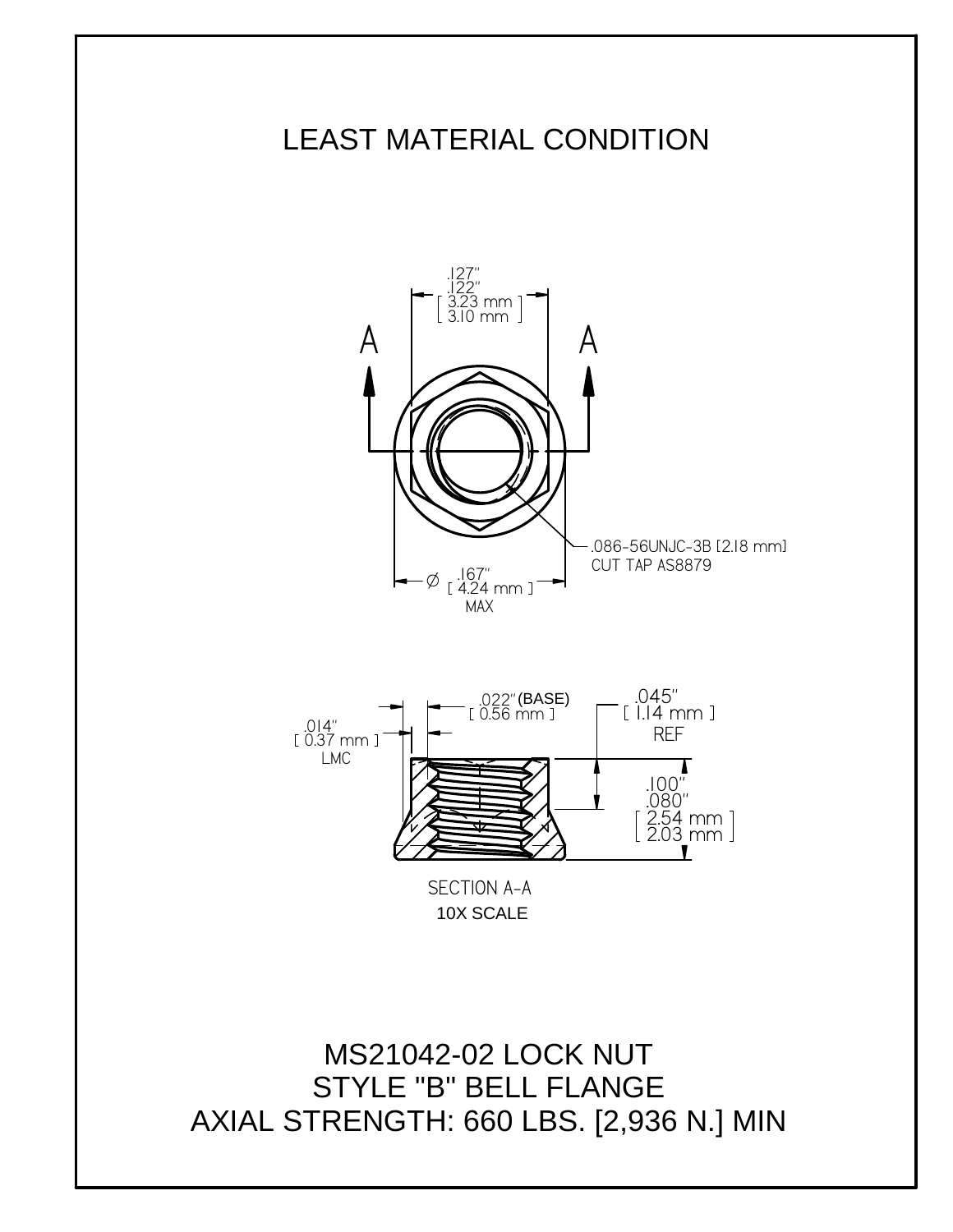# LEAST MATERIAL CONDITION

.127"
.122"
[ 3.23 mm ]
[ 3.10 mm ]

A A

.086-56UNJC-3B [2.18 mm]
CUT TAP AS8879

Ø .167"
[ 4.24 mm ]
MAX

.022" (BASE)
[ 0.56 mm ]

.014"
[ 0.37 mm ]
LMC

.045"
[ 1.14 mm ]
REF

.100"
.080"
[ 2.54 mm ]
[ 2.03 mm ]

SECTION A-A
10X SCALE

MS21042-02 LOCK NUT
STYLE "B" BELL FLANGE
AXIAL STRENGTH: 660 LBS. [2,936 N.] MIN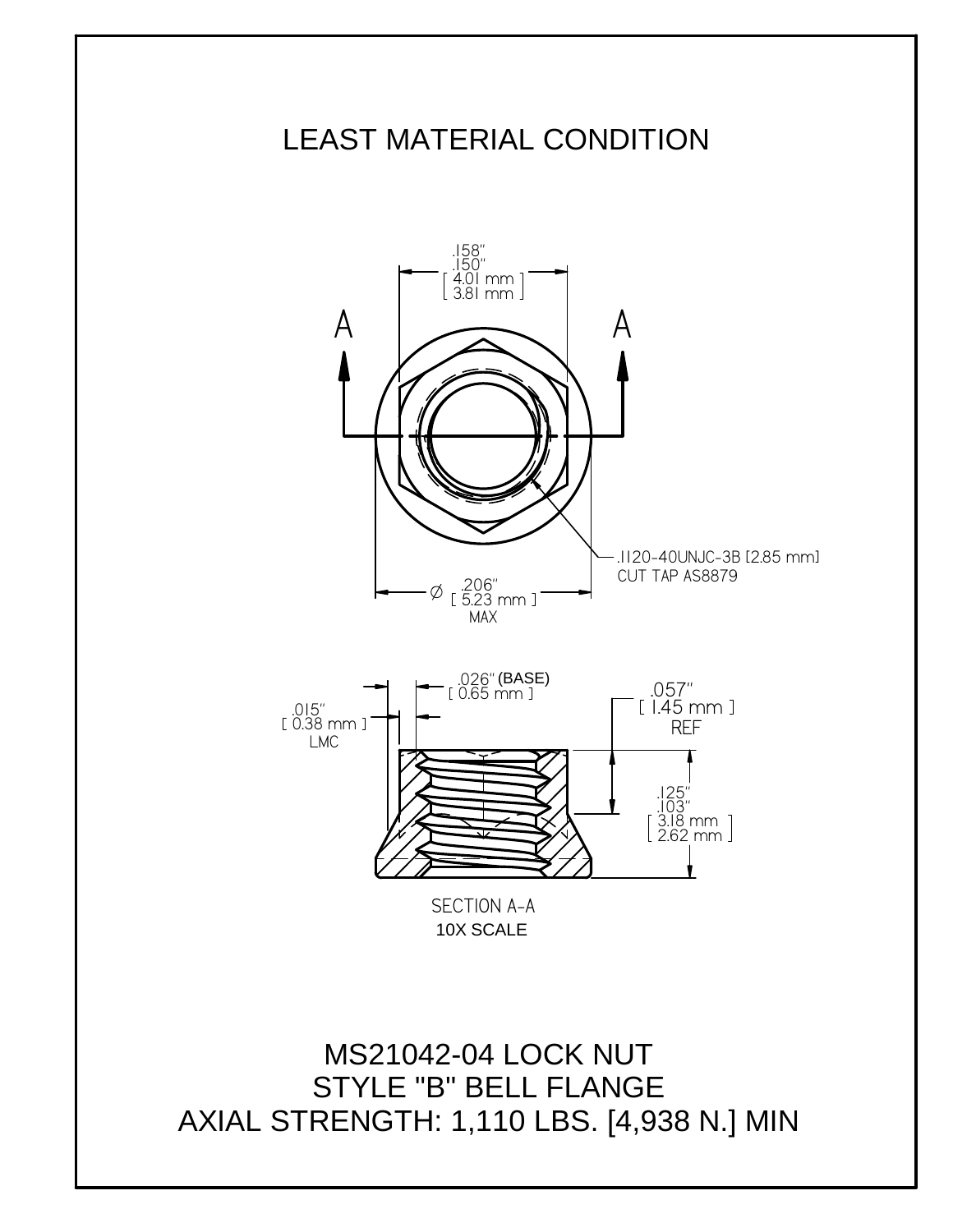# LEAST MATERIAL CONDITION

A

A

.158"
.150"
[ 4.01 mm ]
[ 3.81 mm ]

.1120-40UNJC-3B [2.85 mm]
CUT TAP AS8879

Ø .206"
[ 5.23 mm ]
MAX

.026" (BASE)
[ 0.65 mm ]

.015"
[ 0.38 mm ]
LMC

.057"
[ 1.45 mm ]
REF

.125"
.103"
[ 3.18 mm ]
[ 2.62 mm ]

SECTION A-A
10X SCALE

## MS21042-04 LOCK NUT
## STYLE "B" BELL FLANGE
## AXIAL STRENGTH: 1,110 LBS. [4,938 N.] MIN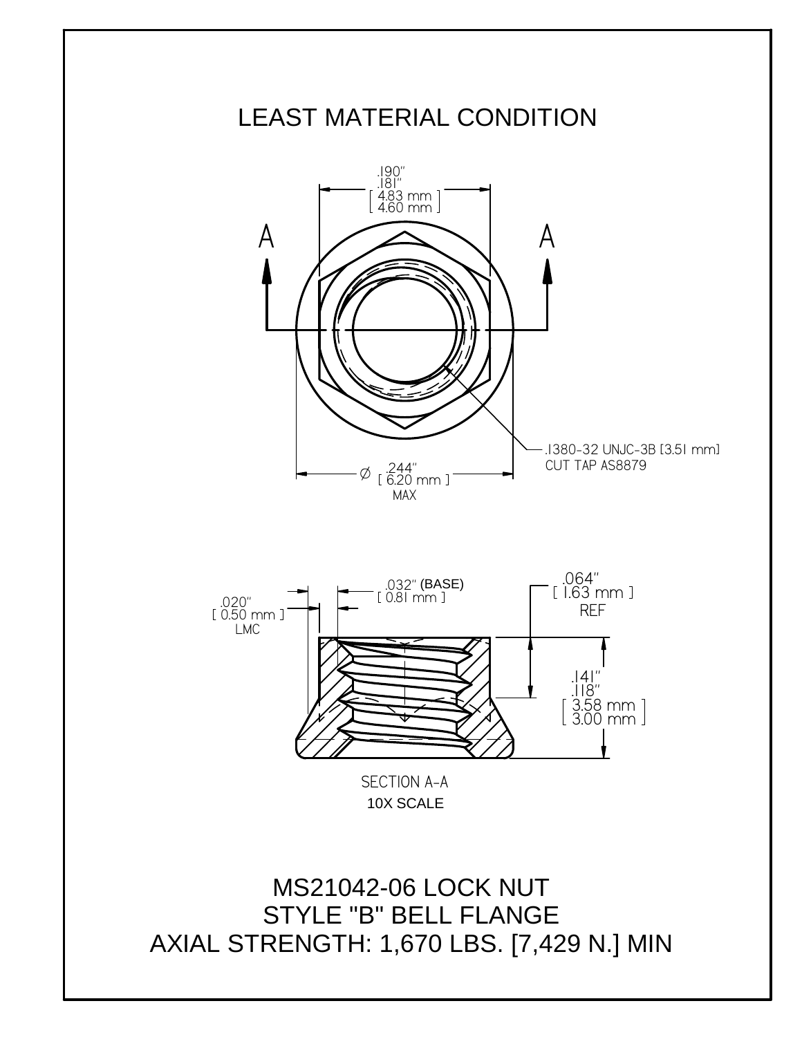# LEAST MATERIAL CONDITION

.190"
.181"
[ 4.83 mm
4.60 mm ]

A A

.1380-32 UNJC-3B [3.51 mm]
CUT TAP AS8879

∅ .244"
[ 6.20 mm ]
MAX

.020"
[ 0.50 mm ]
LMC

.032" (BASE)
[ 0.81 mm ]

.064"
[ 1.63 mm ]
REF

.141"
.118"
[ 3.58 mm
3.00 mm ]

SECTION A-A
10X SCALE

MS21042-06 LOCK NUT
STYLE "B" BELL FLANGE
AXIAL STRENGTH: 1,670 LBS. [7,429 N.] MIN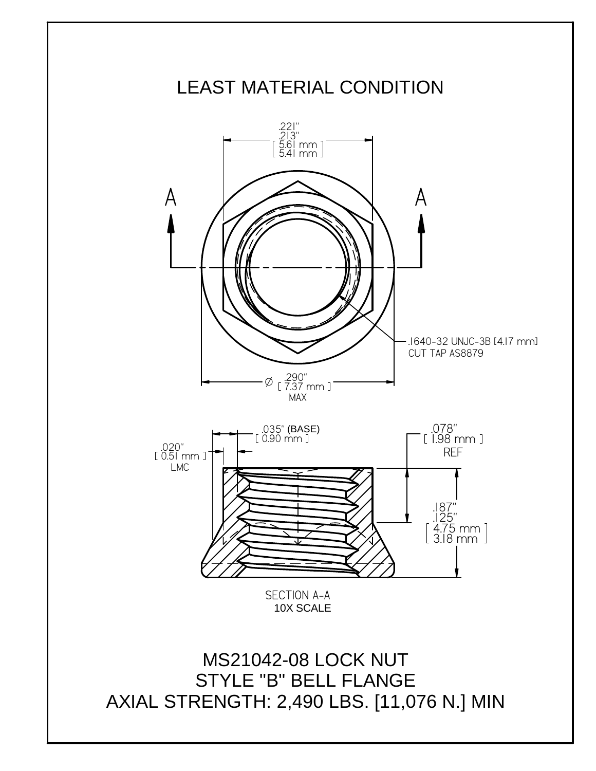# LEAST MATERIAL CONDITION

.221"
.213"
[ 5.61 mm
5.41 mm ]

A A

.1640-32 UNJC-3B [4.17 mm]
CUT TAP AS8879

Ø .290"
[ 7.37 mm ]
MAX

.035" (BASE)
[ 0.90 mm ]

.020"
[ 0.51 mm ]
LMC

.078"
[ 1.98 mm ]
REF

.187"
.125"
[ 4.75 mm
3.18 mm ]

SECTION A-A
10X SCALE

MS21042-08 LOCK NUT
STYLE "B" BELL FLANGE
AXIAL STRENGTH: 2,490 LBS. [11,076 N.] MIN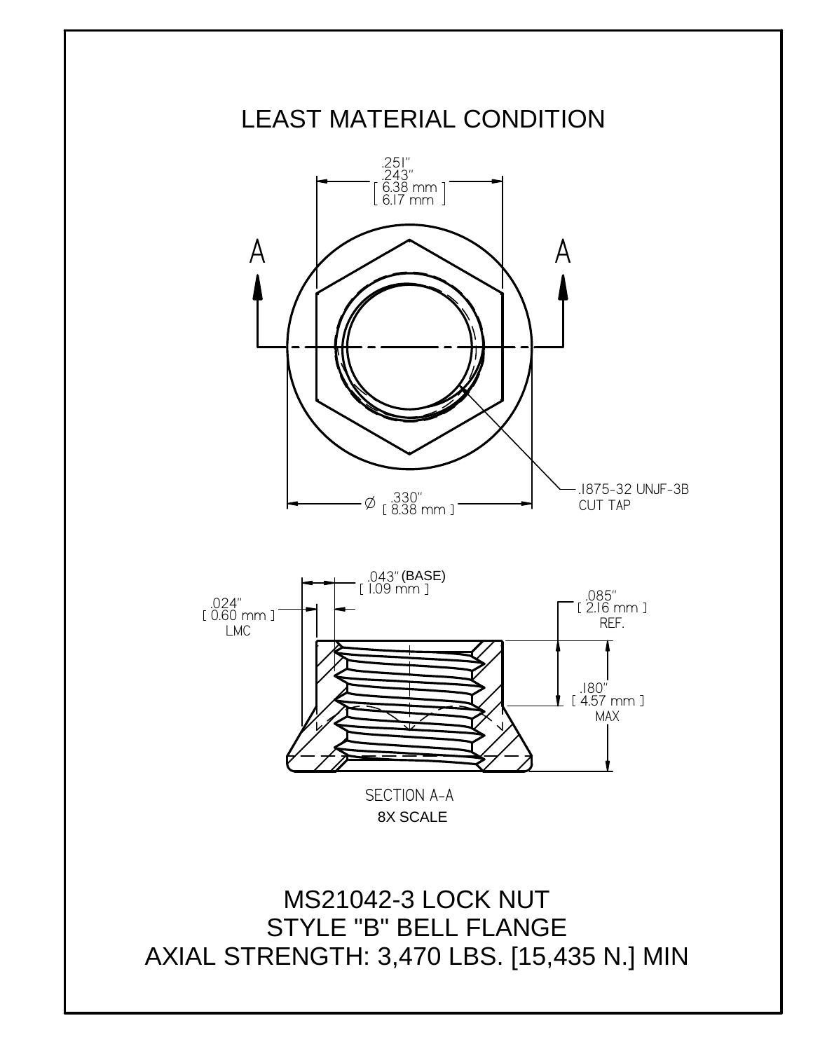# LEAST MATERIAL CONDITION

.251"
.243"
[ 6.38 mm ]
[ 6.17 mm ]

A

A

.1875-32 UNJF-3B
CUT TAP

Ø .330"
[ 8.38 mm ]

.043" (BASE)
[ 1.09 mm ]

.024"
[ 0.60 mm ]
LMC

.085"
[ 2.16 mm ]
REF.

.180"
[ 4.57 mm ]
MAX

SECTION A-A
8X SCALE

MS21042-3 LOCK NUT
STYLE "B" BELL FLANGE
AXIAL STRENGTH: 3,470 LBS. [15,435 N.] MIN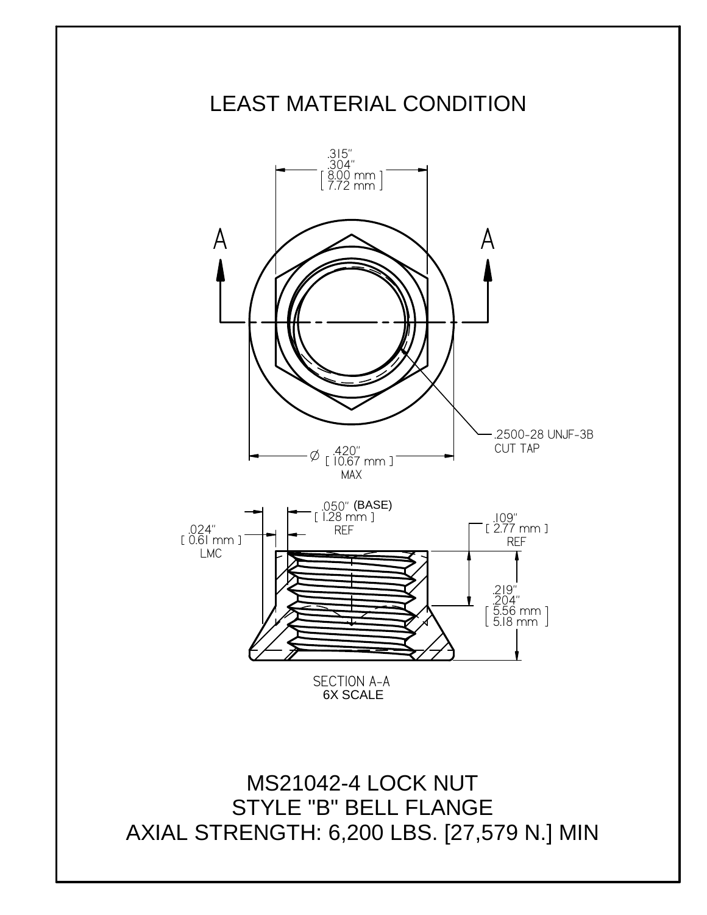# LEAST MATERIAL CONDITION

.315"
.304"
[ 8.00 mm ]
[ 7.72 mm ]

A A

.2500-28 UNJF-3B
CUT TAP

Ø .420"
[ 10.67 mm ]
MAX

.050" (BASE)
[ 1.28 mm ]
REF

.024"
[ 0.61 mm ]
LMC

.109"
[ 2.77 mm ]
REF

.219"
.204"
[ 5.56 mm ]
[ 5.18 mm ]

SECTION A-A
6X SCALE

MS21042-4 LOCK NUT
STYLE "B" BELL FLANGE
AXIAL STRENGTH: 6,200 LBS. [27,579 N.] MIN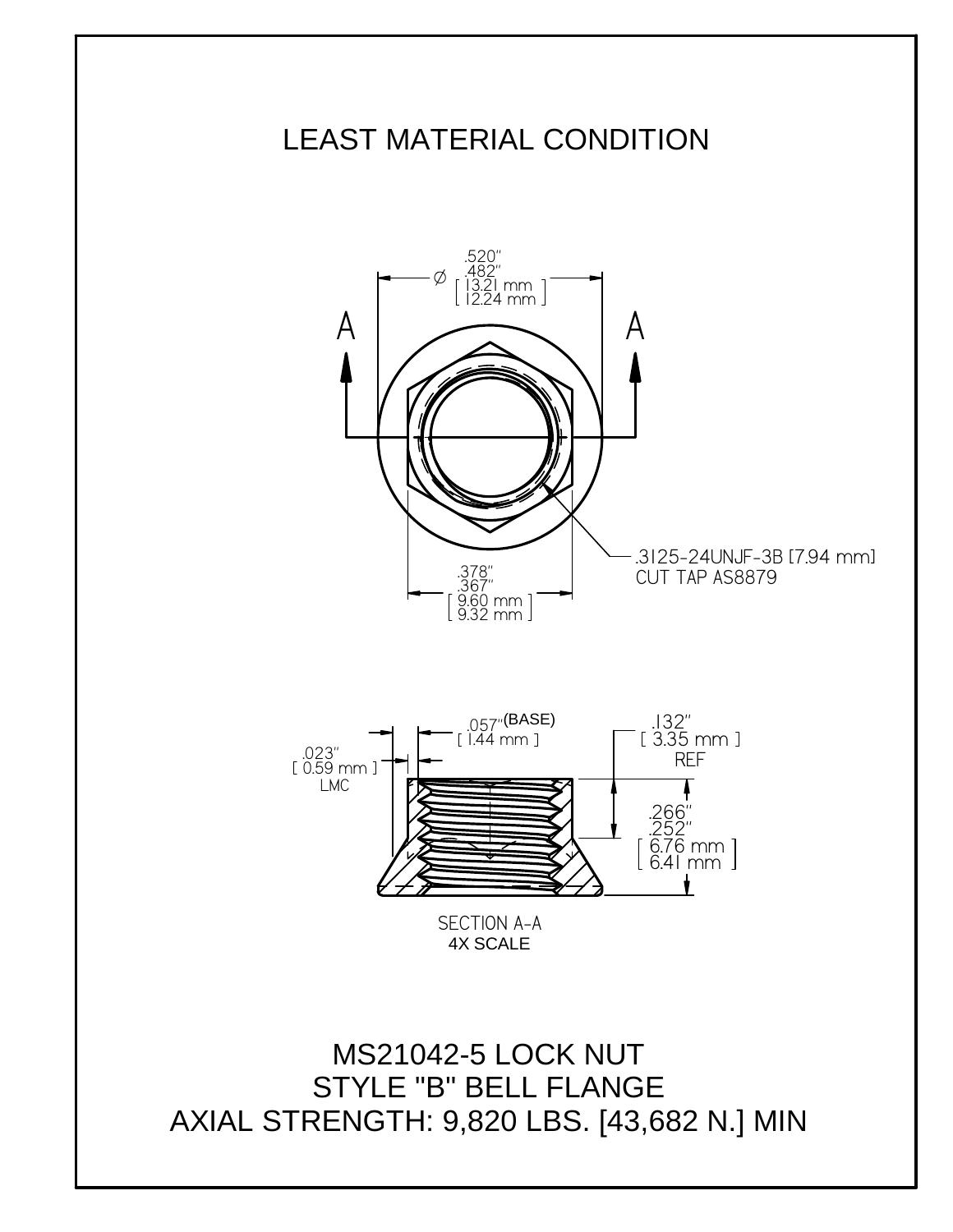# LEAST MATERIAL CONDITION

Ø .520" .482" [ 13.21 mm 12.24 mm ]

A A

.3125-24UNJF-3B [7.94 mm]
CUT TAP AS8879

.378" .367" [ 9.60 mm 9.32 mm ]

.057" (BASE) [ 1.44 mm ]

.132" [ 3.35 mm ] REF

.023" [ 0.59 mm ] LMC

.266" .252" [ 6.76 mm 6.41 mm ]

SECTION A-A
4X SCALE

## MS21042-5 LOCK NUT
## STYLE "B" BELL FLANGE
## AXIAL STRENGTH: 9,820 LBS. [43,682 N.] MIN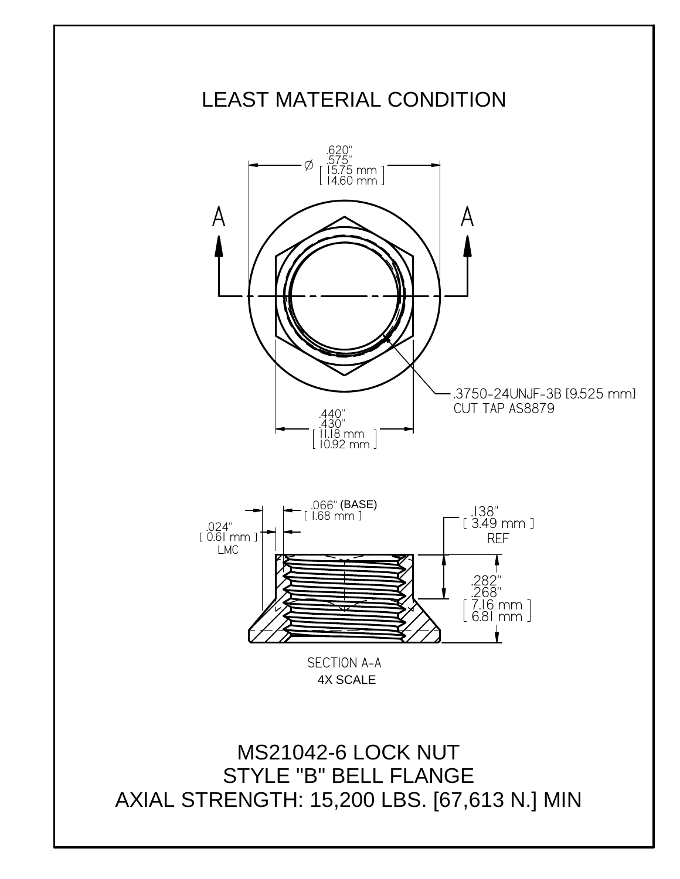# LEAST MATERIAL CONDITION

Ø .620" .575" [ 15.75 mm 14.60 mm ]

A A

.3750-24UNJF-3B [9.525 mm]
CUT TAP AS8879

.440" .430" [ 11.18 mm 10.92 mm ]

.066" (BASE) [ 1.68 mm ]

.024" [ 0.61 mm ] LMC

.138" [ 3.49 mm ] REF

.282" .268" [ 7.16 mm 6.81 mm ]

SECTION A-A
4X SCALE

MS21042-6 LOCK NUT
STYLE "B" BELL FLANGE
AXIAL STRENGTH: 15,200 LBS. [67,613 N.] MIN